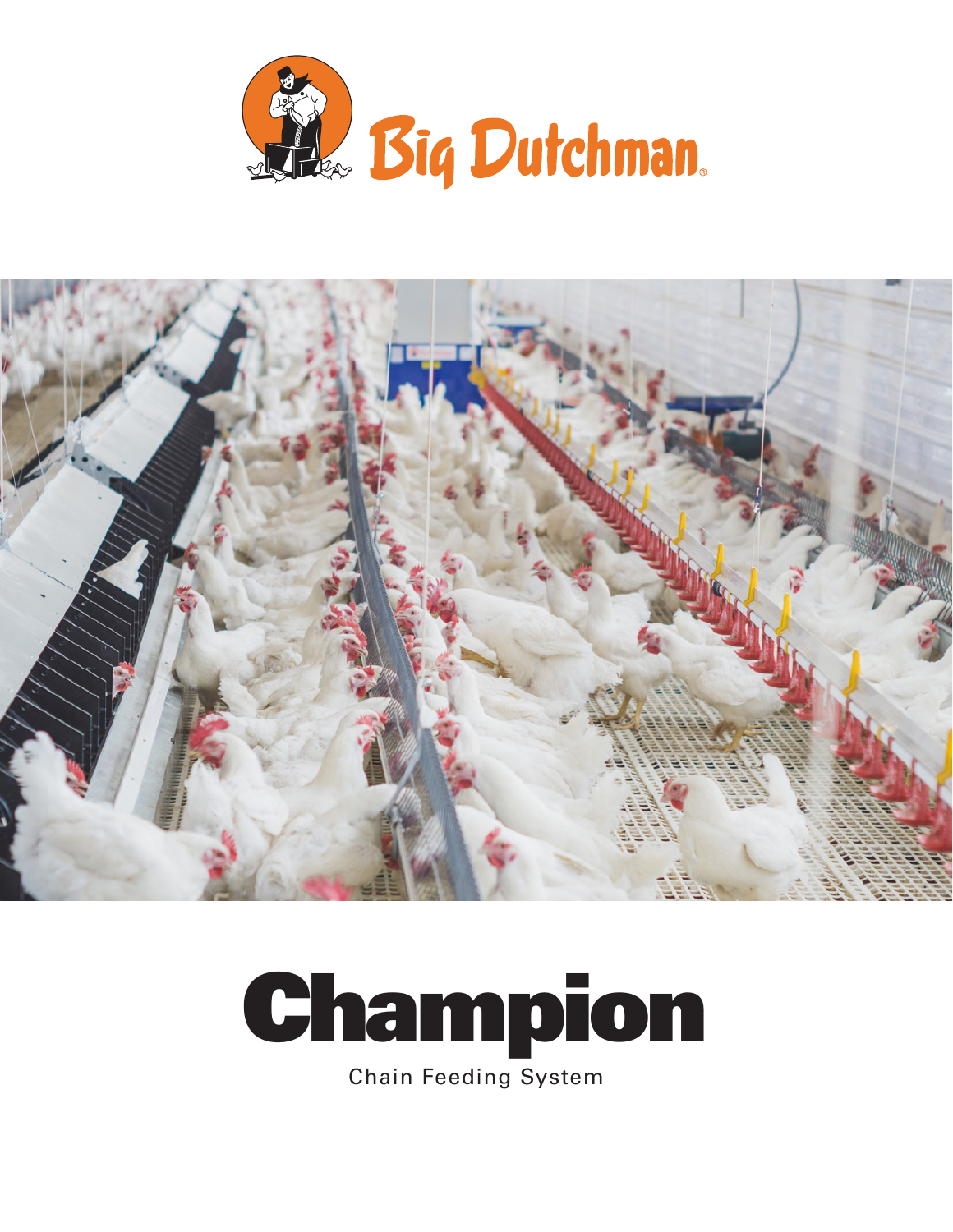Big Dutchman®

# Champion

Chain Feeding System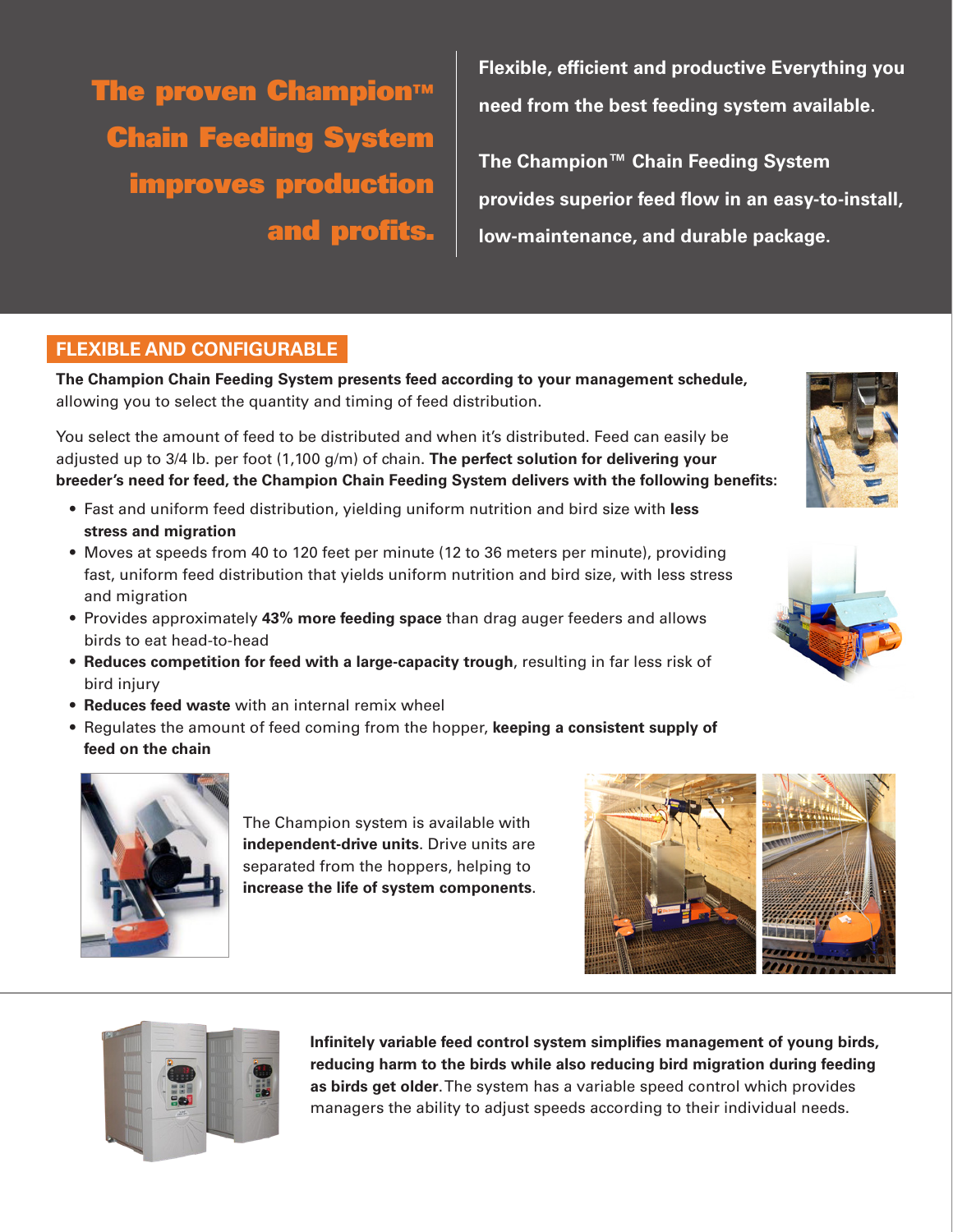# The proven Champion™ Chain Feeding System improves production and profits.

**Flexible, efficient and productive Everything you need from the best feeding system available.**

**The Champion™ Chain Feeding System provides superior feed flow in an easy-to-install, low-maintenance, and durable package.**

## FLEXIBLE AND CONFIGURABLE

**The Champion Chain Feeding System presents feed according to your management schedule,** allowing you to select the quantity and timing of feed distribution.

You select the amount of feed to be distributed and when it's distributed. Feed can easily be adjusted up to 3/4 lb. per foot (1,100 g/m) of chain. **The perfect solution for delivering your breeder's need for feed, the Champion Chain Feeding System delivers with the following benefits:**

- Fast and uniform feed distribution, yielding uniform nutrition and bird size with **less stress and migration**
- Moves at speeds from 40 to 120 feet per minute (12 to 36 meters per minute), providing fast, uniform feed distribution that yields uniform nutrition and bird size, with less stress and migration
- Provides approximately **43% more feeding space** than drag auger feeders and allows birds to eat head-to-head
- **Reduces competition for feed with a large-capacity trough**, resulting in far less risk of bird injury
- **Reduces feed waste** with an internal remix wheel
- Regulates the amount of feed coming from the hopper, **keeping a consistent supply of feed on the chain**

The Champion system is available with **independent-drive units**. Drive units are separated from the hoppers, helping to **increase the life of system components**.

**Infinitely variable feed control system simplifies management of young birds, reducing harm to the birds while also reducing bird migration during feeding as birds get older.** The system has a variable speed control which provides managers the ability to adjust speeds according to their individual needs.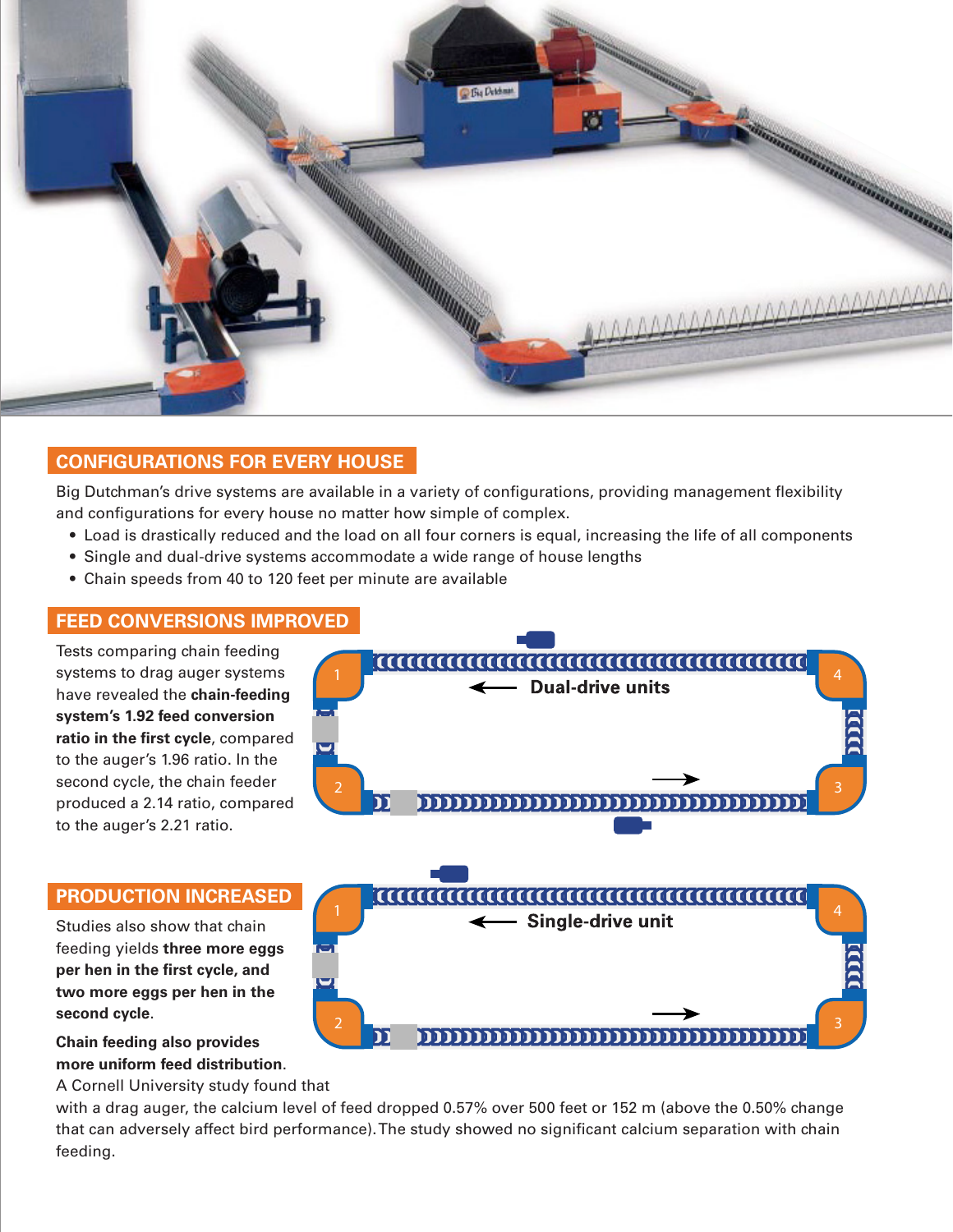## CONFIGURATIONS FOR EVERY HOUSE

Big Dutchman's drive systems are available in a variety of configurations, providing management flexibility and configurations for every house no matter how simple of complex.

- Load is drastically reduced and the load on all four corners is equal, increasing the life of all components
- Single and dual-drive systems accommodate a wide range of house lengths
- Chain speeds from 40 to 120 feet per minute are available

## FEED CONVERSIONS IMPROVED

Tests comparing chain feeding systems to drag auger systems have revealed the **chain-feeding system's 1.92 feed conversion ratio in the first cycle**, compared to the auger's 1.96 ratio. In the second cycle, the chain feeder produced a 2.14 ratio, compared to the auger's 2.21 ratio.

Dual-drive units

Single-drive unit

## PRODUCTION INCREASED

Studies also show that chain feeding yields **three more eggs per hen in the first cycle, and two more eggs per hen in the second cycle**.

**Chain feeding also provides more uniform feed distribution**. A Cornell University study found that with a drag auger, the calcium level of feed dropped 0.57% over 500 feet or 152 m (above the 0.50% change that can adversely affect bird performance). The study showed no significant calcium separation with chain feeding.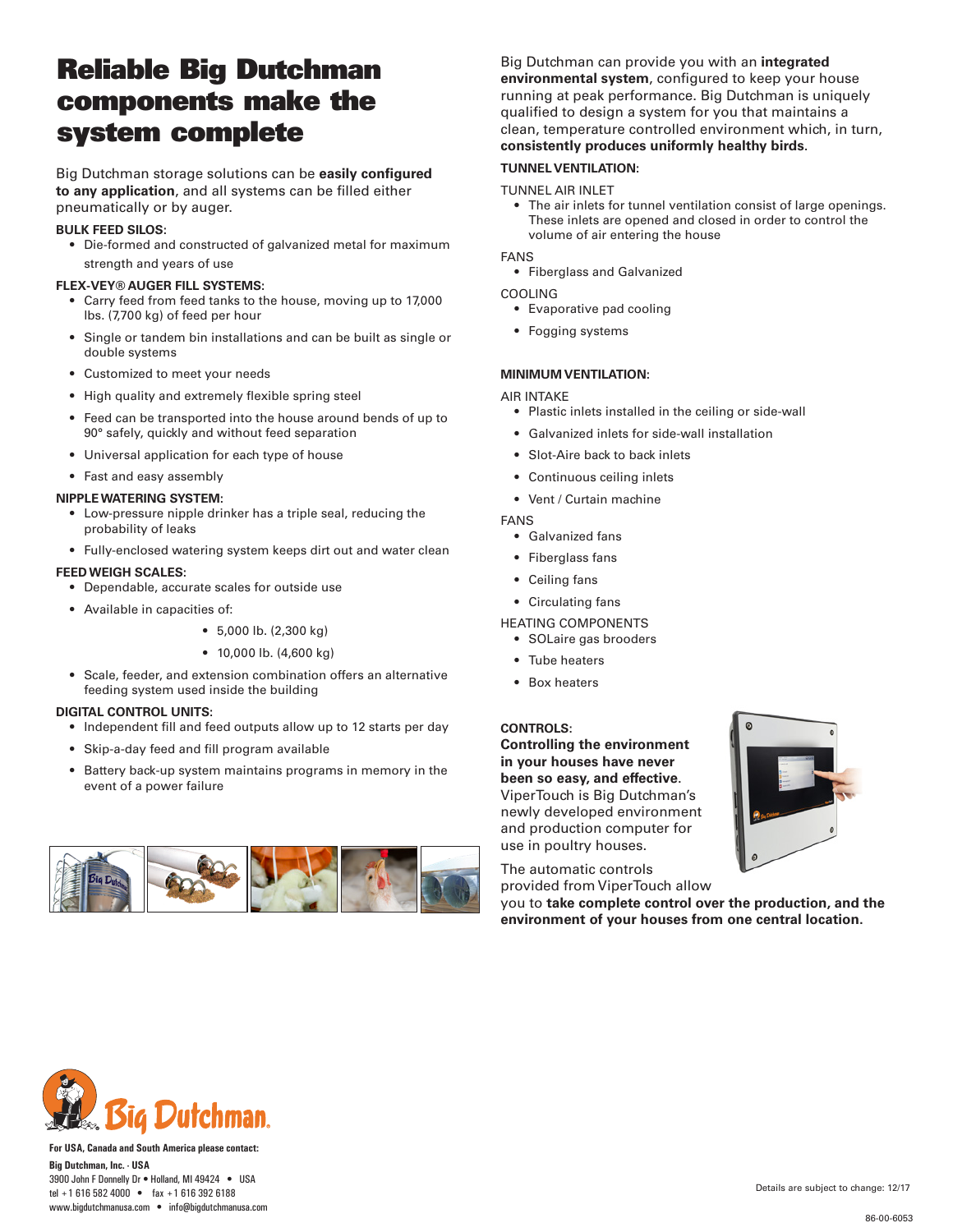# Reliable Big Dutchman components make the system complete

Big Dutchman storage solutions can be **easily configured to any application**, and all systems can be filled either pneumatically or by auger.

**BULK FEED SILOS:**

- Die-formed and constructed of galvanized metal for maximum strength and years of use

**FLEX-VEY® AUGER FILL SYSTEMS:**

- Carry feed from feed tanks to the house, moving up to 17,000 lbs. (7,700 kg) of feed per hour
- Single or tandem bin installations and can be built as single or double systems
- Customized to meet your needs
- High quality and extremely flexible spring steel
- Feed can be transported into the house around bends of up to 90° safely, quickly and without feed separation
- Universal application for each type of house
- Fast and easy assembly

**NIPPLE WATERING SYSTEM:**

- Low-pressure nipple drinker has a triple seal, reducing the probability of leaks
- Fully-enclosed watering system keeps dirt out and water clean

**FEED WEIGH SCALES:**

- Dependable, accurate scales for outside use
- Available in capacities of:
  - 5,000 lb. (2,300 kg)
  - 10,000 lb. (4,600 kg)
- Scale, feeder, and extension combination offers an alternative feeding system used inside the building

**DIGITAL CONTROL UNITS:**

- Independent fill and feed outputs allow up to 12 starts per day
- Skip-a-day feed and fill program available
- Battery back-up system maintains programs in memory in the event of a power failure

Big Dutchman can provide you with an **integrated environmental system**, configured to keep your house running at peak performance. Big Dutchman is uniquely qualified to design a system for you that maintains a clean, temperature controlled environment which, in turn, **consistently produces uniformly healthy birds**.

**TUNNEL VENTILATION:**

TUNNEL AIR INLET

- The air inlets for tunnel ventilation consist of large openings. These inlets are opened and closed in order to control the volume of air entering the house

FANS

- Fiberglass and Galvanized

COOLING

- Evaporative pad cooling
- Fogging systems

**MINIMUM VENTILATION:**

AIR INTAKE

- Plastic inlets installed in the ceiling or side-wall
- Galvanized inlets for side-wall installation
- Slot-Aire back to back inlets
- Continuous ceiling inlets
- Vent / Curtain machine

FANS

- Galvanized fans
- Fiberglass fans
- Ceiling fans
- Circulating fans

HEATING COMPONENTS

- SOLaire gas brooders
- Tube heaters
- Box heaters

**CONTROLS:**

**Controlling the environment in your houses have never been so easy, and effective.** ViperTouch is Big Dutchman's newly developed environment and production computer for use in poultry houses.

The automatic controls provided from ViperTouch allow you to **take complete control over the production, and the environment of your houses from one central location.**

**For USA, Canada and South America please contact:**

**Big Dutchman, Inc. · USA**
3900 John F Donnelly Dr • Holland, MI 49424 • USA
tel +1 616 582 4000 • fax +1 616 392 6188
www.bigdutchmanusa.com • info@bigdutchmanusa.com

Details are subject to change: 12/17

86-00-6053